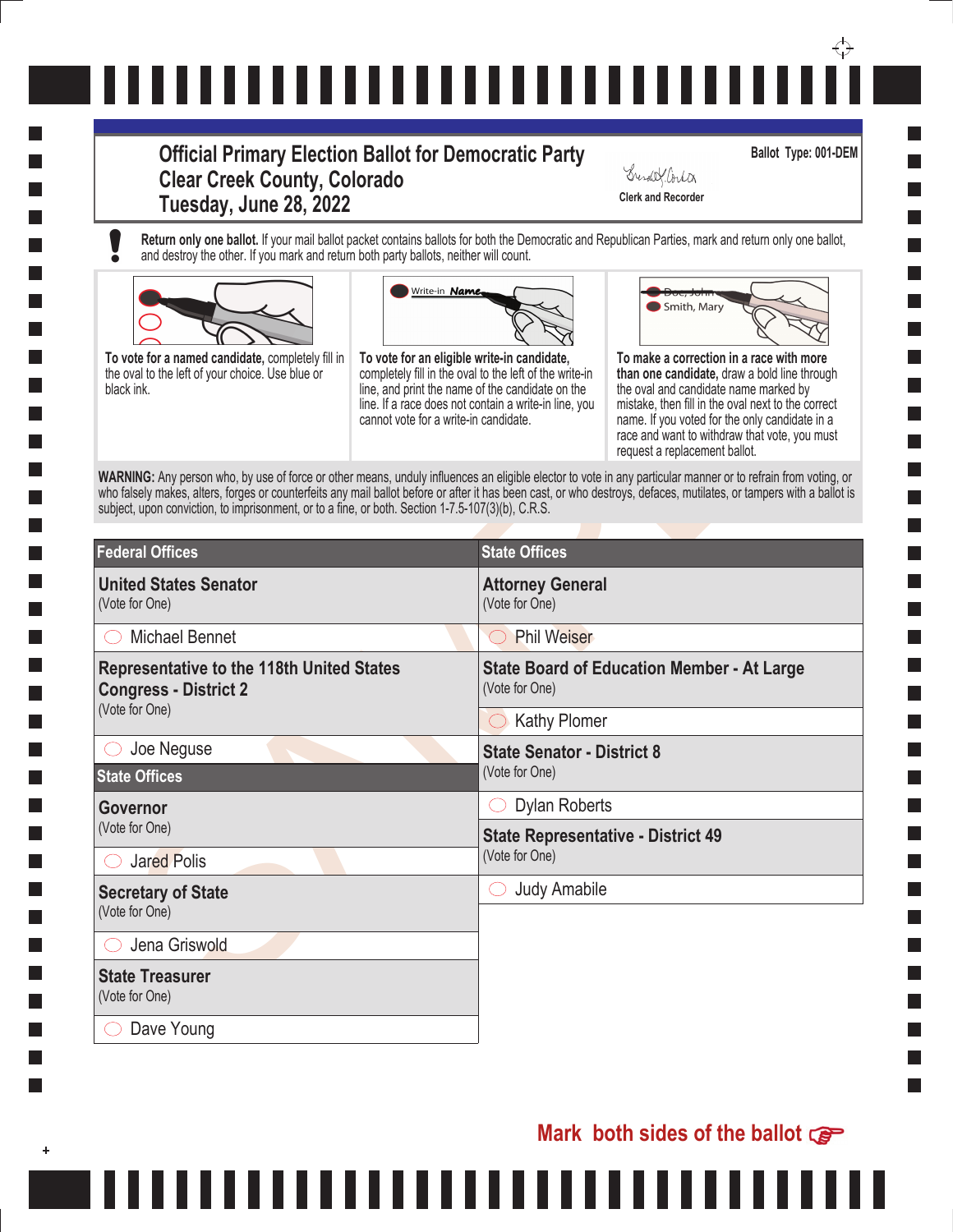# Official Primary Election Ballot for Democratic Party
## Clear Creek County, Colorado
## Tuesday, June 28, 2022

Clerk and Recorder

**Ballot Type: 001-DEM**

**Return only one ballot.** If your mail ballot packet contains ballots for both the Democratic and Republican Parties, mark and return only one ballot, and destroy the other. If you mark and return both party ballots, neither will count.

**To vote for a named candidate,** completely fill in the oval to the left of your choice. Use blue or black ink.

**To vote for an eligible write-in candidate,** completely fill in the oval to the left of the write-in line, and print the name of the candidate on the line. If a race does not contain a write-in line, you cannot vote for a write-in candidate.

**To make a correction in a race with more than one candidate,** draw a bold line through the oval and candidate name marked by mistake, then fill in the oval next to the correct name. If you voted for the only candidate in a race and want to withdraw that vote, you must request a replacement ballot.

**WARNING:** Any person who, by use of force or other means, unduly influences an eligible elector to vote in any particular manner or to refrain from voting, or who falsely makes, alters, forges or counterfeits any mail ballot before or after it has been cast, or who destroys, defaces, mutilates, or tampers with a ballot is subject, upon conviction, to imprisonment, or to a fine, or both. Section 1-7.5-107(3)(b), C.R.S.

## Federal Offices

**United States Senator**
(Vote for One)

- ◯ Michael Bennet

**Representative to the 118th United States Congress - District 2**
(Vote for One)

- ◯ Joe Neguse

## State Offices

**Governor**
(Vote for One)

- ◯ Jared Polis

**Secretary of State**
(Vote for One)

- ◯ Jena Griswold

**State Treasurer**
(Vote for One)

- ◯ Dave Young

## State Offices

**Attorney General**
(Vote for One)

- ◯ Phil Weiser

**State Board of Education Member - At Large**
(Vote for One)

- ◯ Kathy Plomer

**State Senator - District 8**
(Vote for One)

- ◯ Dylan Roberts

**State Representative - District 49**
(Vote for One)

- ◯ Judy Amabile

**Mark both sides of the ballot**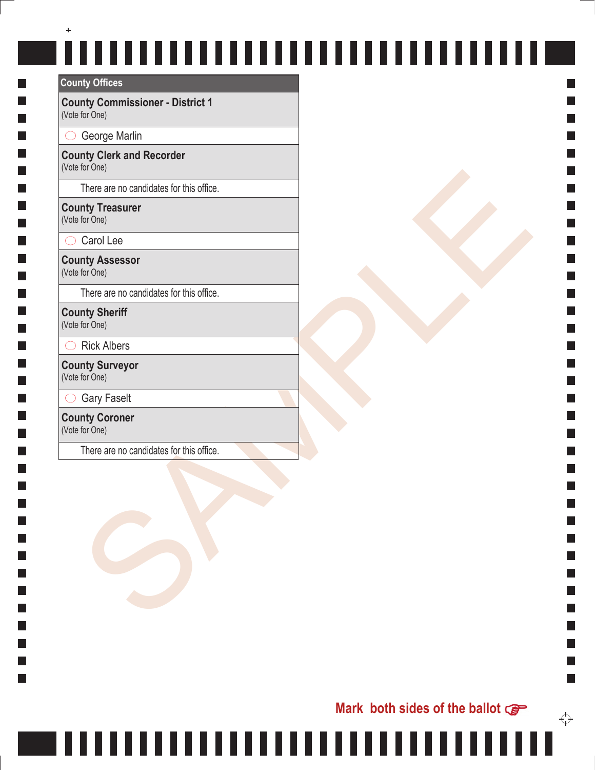## County Offices

### County Commissioner - District 1
(Vote for One)

- ◯ George Marlin

### County Clerk and Recorder
(Vote for One)

There are no candidates for this office.

### County Treasurer
(Vote for One)

- ◯ Carol Lee

### County Assessor
(Vote for One)

There are no candidates for this office.

### County Sheriff
(Vote for One)

- ◯ Rick Albers

### County Surveyor
(Vote for One)

- ◯ Gary Faselt

### County Coroner
(Vote for One)

There are no candidates for this office.

SAMPLE

**Mark both sides of the ballot**